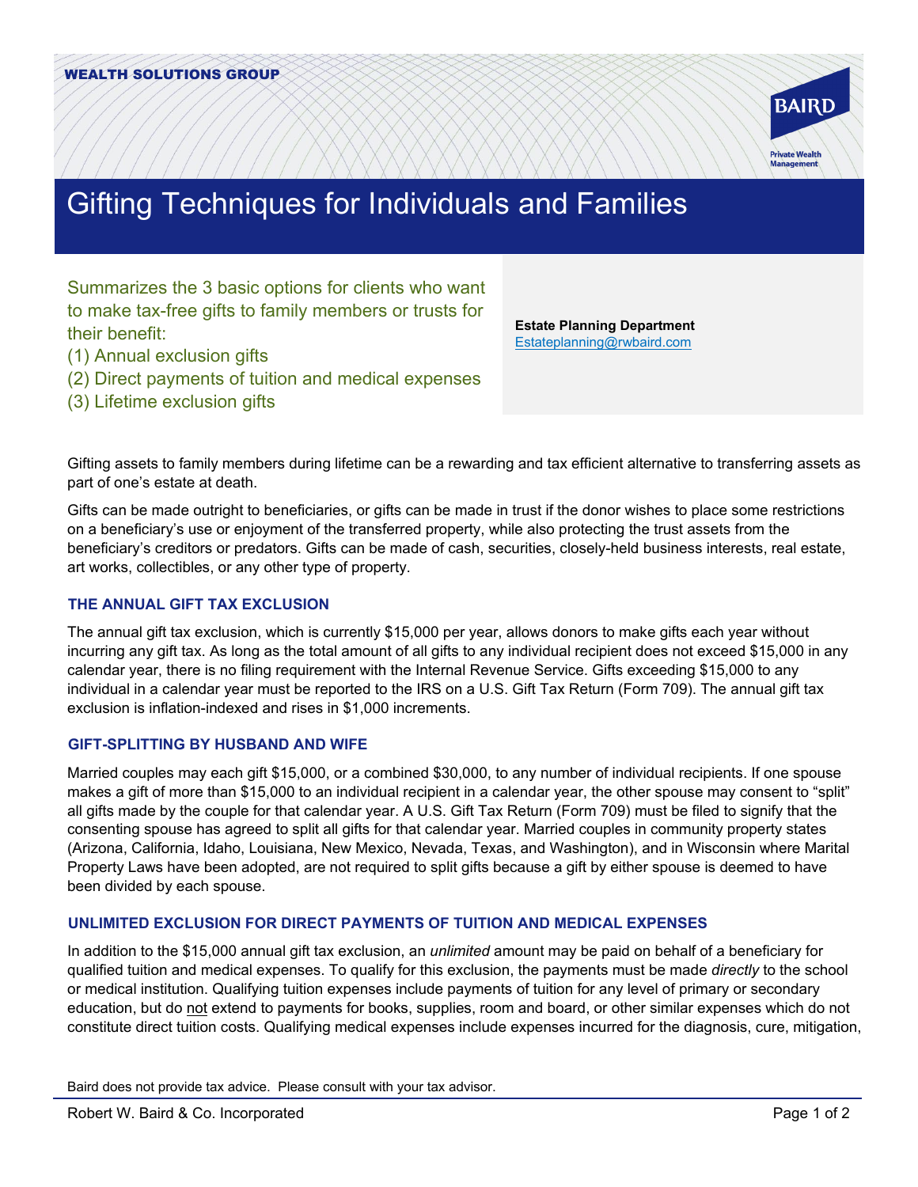WEALTH SOLUTIONS GROUP

BAIRD
Private Wealth Management

# Gifting Techniques for Individuals and Families

Summarizes the 3 basic options for clients who want to make tax-free gifts to family members or trusts for their benefit:
(1) Annual exclusion gifts
(2) Direct payments of tuition and medical expenses
(3) Lifetime exclusion gifts

**Estate Planning Department**
Estateplanning@rwbaird.com

Gifting assets to family members during lifetime can be a rewarding and tax efficient alternative to transferring assets as part of one's estate at death.

Gifts can be made outright to beneficiaries, or gifts can be made in trust if the donor wishes to place some restrictions on a beneficiary's use or enjoyment of the transferred property, while also protecting the trust assets from the beneficiary's creditors or predators. Gifts can be made of cash, securities, closely-held business interests, real estate, art works, collectibles, or any other type of property.

## THE ANNUAL GIFT TAX EXCLUSION

The annual gift tax exclusion, which is currently $15,000 per year, allows donors to make gifts each year without incurring any gift tax. As long as the total amount of all gifts to any individual recipient does not exceed $15,000 in any calendar year, there is no filing requirement with the Internal Revenue Service. Gifts exceeding $15,000 to any individual in a calendar year must be reported to the IRS on a U.S. Gift Tax Return (Form 709). The annual gift tax exclusion is inflation-indexed and rises in $1,000 increments.

## GIFT-SPLITTING BY HUSBAND AND WIFE

Married couples may each gift $15,000, or a combined $30,000, to any number of individual recipients. If one spouse makes a gift of more than $15,000 to an individual recipient in a calendar year, the other spouse may consent to "split" all gifts made by the couple for that calendar year. A U.S. Gift Tax Return (Form 709) must be filed to signify that the consenting spouse has agreed to split all gifts for that calendar year. Married couples in community property states (Arizona, California, Idaho, Louisiana, New Mexico, Nevada, Texas, and Washington), and in Wisconsin where Marital Property Laws have been adopted, are not required to split gifts because a gift by either spouse is deemed to have been divided by each spouse.

## UNLIMITED EXCLUSION FOR DIRECT PAYMENTS OF TUITION AND MEDICAL EXPENSES

In addition to the $15,000 annual gift tax exclusion, an *unlimited* amount may be paid on behalf of a beneficiary for qualified tuition and medical expenses. To qualify for this exclusion, the payments must be made *directly* to the school or medical institution. Qualifying tuition expenses include payments of tuition for any level of primary or secondary education, but do not extend to payments for books, supplies, room and board, or other similar expenses which do not constitute direct tuition costs. Qualifying medical expenses include expenses incurred for the diagnosis, cure, mitigation,

Baird does not provide tax advice. Please consult with your tax advisor.

Robert W. Baird & Co. Incorporated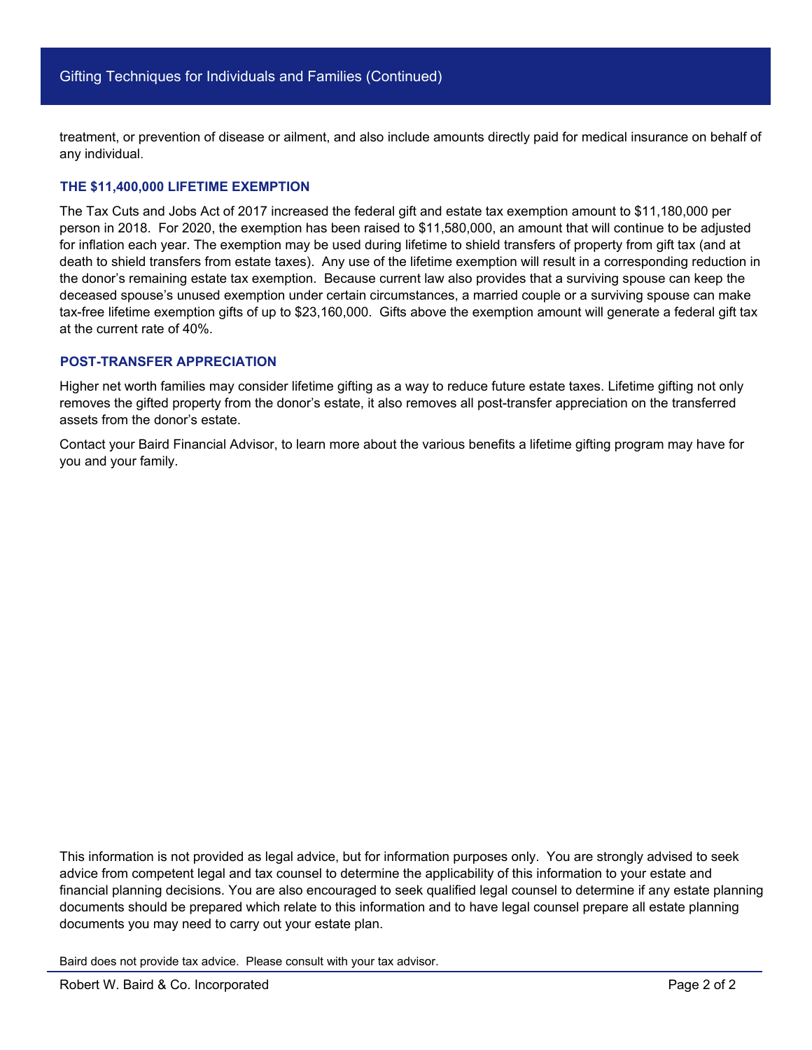treatment, or prevention of disease or ailment, and also include amounts directly paid for medical insurance on behalf of any individual.

## THE $11,400,000 LIFETIME EXEMPTION

The Tax Cuts and Jobs Act of 2017 increased the federal gift and estate tax exemption amount to $11,180,000 per person in 2018. For 2020, the exemption has been raised to $11,580,000, an amount that will continue to be adjusted for inflation each year. The exemption may be used during lifetime to shield transfers of property from gift tax (and at death to shield transfers from estate taxes). Any use of the lifetime exemption will result in a corresponding reduction in the donor's remaining estate tax exemption. Because current law also provides that a surviving spouse can keep the deceased spouse's unused exemption under certain circumstances, a married couple or a surviving spouse can make tax-free lifetime exemption gifts of up to $23,160,000. Gifts above the exemption amount will generate a federal gift tax at the current rate of 40%.

## POST-TRANSFER APPRECIATION

Higher net worth families may consider lifetime gifting as a way to reduce future estate taxes. Lifetime gifting not only removes the gifted property from the donor's estate, it also removes all post-transfer appreciation on the transferred assets from the donor's estate.

Contact your Baird Financial Advisor, to learn more about the various benefits a lifetime gifting program may have for you and your family.

This information is not provided as legal advice, but for information purposes only. You are strongly advised to seek advice from competent legal and tax counsel to determine the applicability of this information to your estate and financial planning decisions. You are also encouraged to seek qualified legal counsel to determine if any estate planning documents should be prepared which relate to this information and to have legal counsel prepare all estate planning documents you may need to carry out your estate plan.

Baird does not provide tax advice. Please consult with your tax advisor.